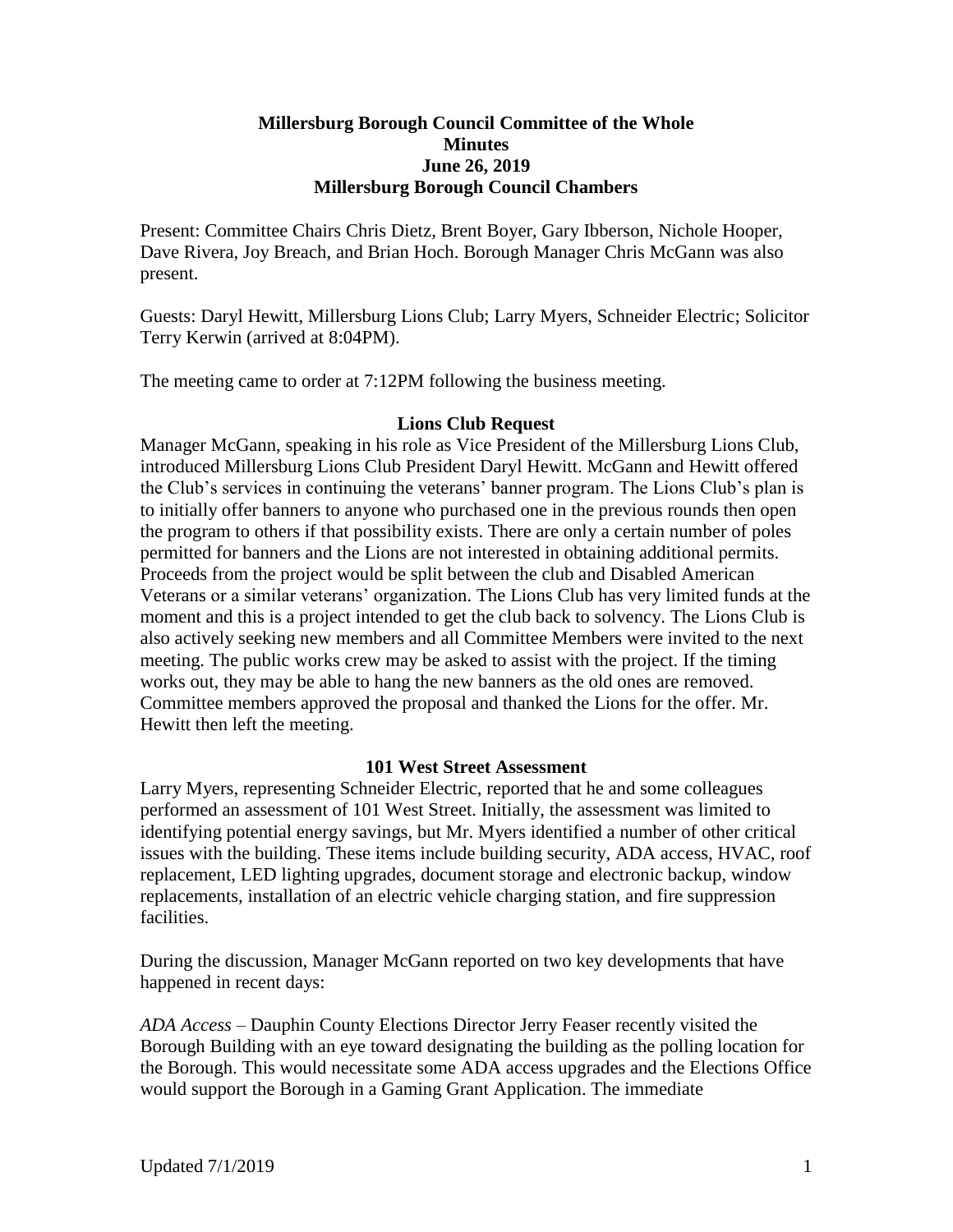# Millersburg Borough Council Committee of the Whole
## Minutes
## June 26, 2019
## Millersburg Borough Council Chambers

Present: Committee Chairs Chris Dietz, Brent Boyer, Gary Ibberson, Nichole Hooper, Dave Rivera, Joy Breach, and Brian Hoch. Borough Manager Chris McGann was also present.

Guests: Daryl Hewitt, Millersburg Lions Club; Larry Myers, Schneider Electric; Solicitor Terry Kerwin (arrived at 8:04PM).

The meeting came to order at 7:12PM following the business meeting.

### Lions Club Request

Manager McGann, speaking in his role as Vice President of the Millersburg Lions Club, introduced Millersburg Lions Club President Daryl Hewitt. McGann and Hewitt offered the Club's services in continuing the veterans' banner program. The Lions Club's plan is to initially offer banners to anyone who purchased one in the previous rounds then open the program to others if that possibility exists. There are only a certain number of poles permitted for banners and the Lions are not interested in obtaining additional permits. Proceeds from the project would be split between the club and Disabled American Veterans or a similar veterans' organization. The Lions Club has very limited funds at the moment and this is a project intended to get the club back to solvency. The Lions Club is also actively seeking new members and all Committee Members were invited to the next meeting. The public works crew may be asked to assist with the project. If the timing works out, they may be able to hang the new banners as the old ones are removed. Committee members approved the proposal and thanked the Lions for the offer. Mr. Hewitt then left the meeting.

### 101 West Street Assessment

Larry Myers, representing Schneider Electric, reported that he and some colleagues performed an assessment of 101 West Street. Initially, the assessment was limited to identifying potential energy savings, but Mr. Myers identified a number of other critical issues with the building. These items include building security, ADA access, HVAC, roof replacement, LED lighting upgrades, document storage and electronic backup, window replacements, installation of an electric vehicle charging station, and fire suppression facilities.

During the discussion, Manager McGann reported on two key developments that have happened in recent days:

*ADA Access* – Dauphin County Elections Director Jerry Feaser recently visited the Borough Building with an eye toward designating the building as the polling location for the Borough. This would necessitate some ADA access upgrades and the Elections Office would support the Borough in a Gaming Grant Application. The immediate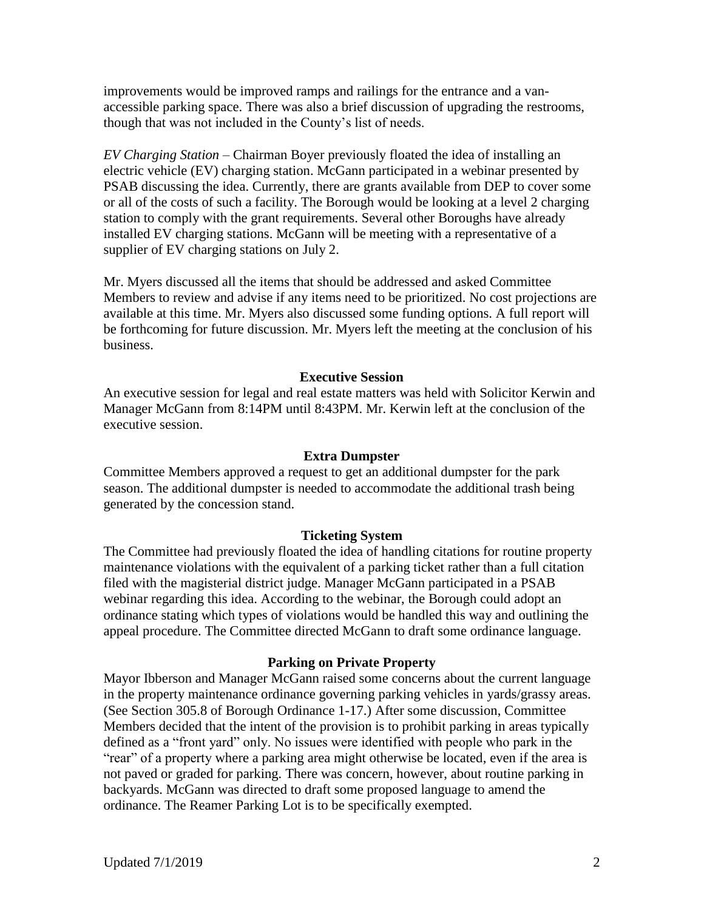improvements would be improved ramps and railings for the entrance and a van-accessible parking space. There was also a brief discussion of upgrading the restrooms, though that was not included in the County's list of needs.

*EV Charging Station* – Chairman Boyer previously floated the idea of installing an electric vehicle (EV) charging station. McGann participated in a webinar presented by PSAB discussing the idea. Currently, there are grants available from DEP to cover some or all of the costs of such a facility. The Borough would be looking at a level 2 charging station to comply with the grant requirements. Several other Boroughs have already installed EV charging stations. McGann will be meeting with a representative of a supplier of EV charging stations on July 2.

Mr. Myers discussed all the items that should be addressed and asked Committee Members to review and advise if any items need to be prioritized. No cost projections are available at this time. Mr. Myers also discussed some funding options. A full report will be forthcoming for future discussion. Mr. Myers left the meeting at the conclusion of his business.

**Executive Session**

An executive session for legal and real estate matters was held with Solicitor Kerwin and Manager McGann from 8:14PM until 8:43PM. Mr. Kerwin left at the conclusion of the executive session.

**Extra Dumpster**

Committee Members approved a request to get an additional dumpster for the park season. The additional dumpster is needed to accommodate the additional trash being generated by the concession stand.

**Ticketing System**

The Committee had previously floated the idea of handling citations for routine property maintenance violations with the equivalent of a parking ticket rather than a full citation filed with the magisterial district judge. Manager McGann participated in a PSAB webinar regarding this idea. According to the webinar, the Borough could adopt an ordinance stating which types of violations would be handled this way and outlining the appeal procedure. The Committee directed McGann to draft some ordinance language.

**Parking on Private Property**

Mayor Ibberson and Manager McGann raised some concerns about the current language in the property maintenance ordinance governing parking vehicles in yards/grassy areas. (See Section 305.8 of Borough Ordinance 1-17.) After some discussion, Committee Members decided that the intent of the provision is to prohibit parking in areas typically defined as a "front yard" only. No issues were identified with people who park in the "rear" of a property where a parking area might otherwise be located, even if the area is not paved or graded for parking. There was concern, however, about routine parking in backyards. McGann was directed to draft some proposed language to amend the ordinance. The Reamer Parking Lot is to be specifically exempted.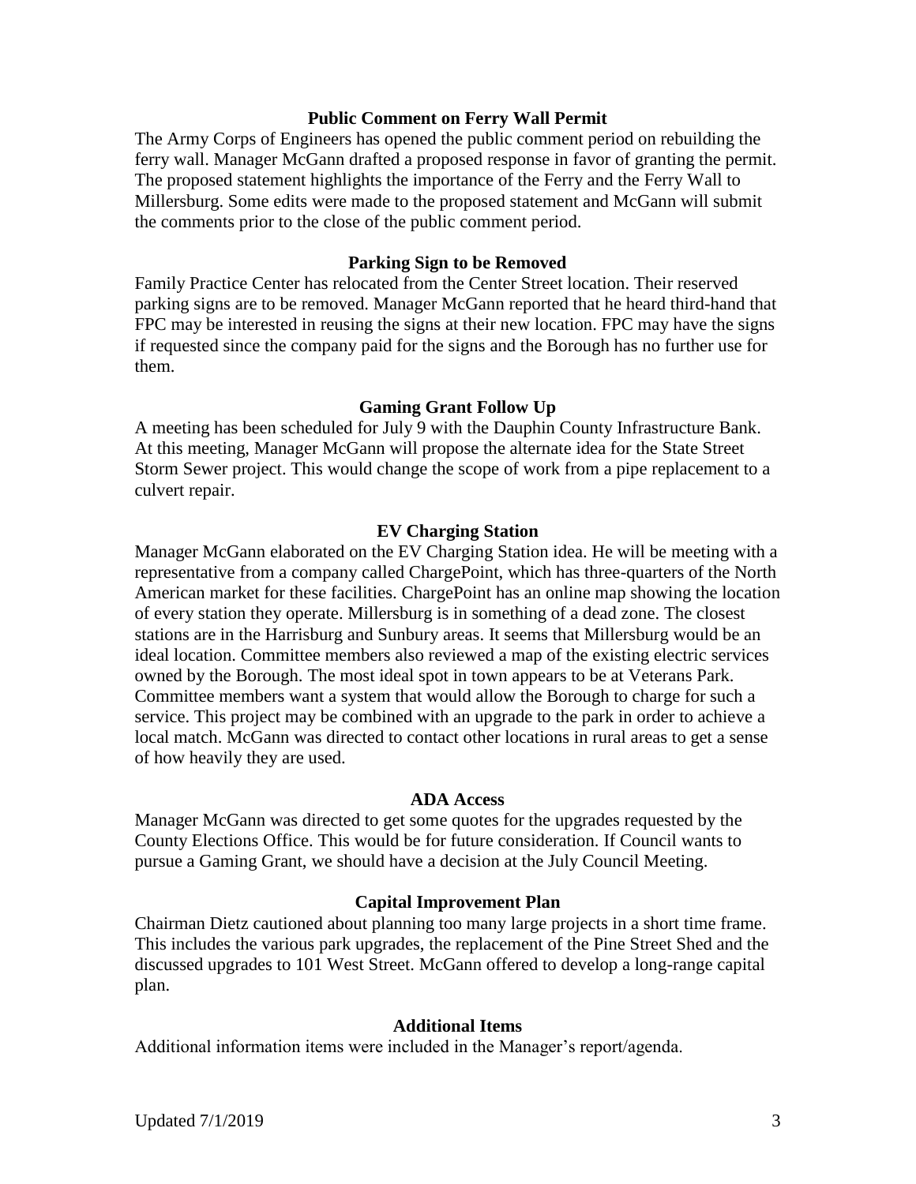### Public Comment on Ferry Wall Permit

The Army Corps of Engineers has opened the public comment period on rebuilding the ferry wall. Manager McGann drafted a proposed response in favor of granting the permit. The proposed statement highlights the importance of the Ferry and the Ferry Wall to Millersburg. Some edits were made to the proposed statement and McGann will submit the comments prior to the close of the public comment period.

### Parking Sign to be Removed

Family Practice Center has relocated from the Center Street location. Their reserved parking signs are to be removed. Manager McGann reported that he heard third-hand that FPC may be interested in reusing the signs at their new location. FPC may have the signs if requested since the company paid for the signs and the Borough has no further use for them.

### Gaming Grant Follow Up

A meeting has been scheduled for July 9 with the Dauphin County Infrastructure Bank. At this meeting, Manager McGann will propose the alternate idea for the State Street Storm Sewer project. This would change the scope of work from a pipe replacement to a culvert repair.

### EV Charging Station

Manager McGann elaborated on the EV Charging Station idea. He will be meeting with a representative from a company called ChargePoint, which has three-quarters of the North American market for these facilities. ChargePoint has an online map showing the location of every station they operate. Millersburg is in something of a dead zone. The closest stations are in the Harrisburg and Sunbury areas. It seems that Millersburg would be an ideal location. Committee members also reviewed a map of the existing electric services owned by the Borough. The most ideal spot in town appears to be at Veterans Park. Committee members want a system that would allow the Borough to charge for such a service. This project may be combined with an upgrade to the park in order to achieve a local match. McGann was directed to contact other locations in rural areas to get a sense of how heavily they are used.

### ADA Access

Manager McGann was directed to get some quotes for the upgrades requested by the County Elections Office. This would be for future consideration. If Council wants to pursue a Gaming Grant, we should have a decision at the July Council Meeting.

### Capital Improvement Plan

Chairman Dietz cautioned about planning too many large projects in a short time frame. This includes the various park upgrades, the replacement of the Pine Street Shed and the discussed upgrades to 101 West Street. McGann offered to develop a long-range capital plan.

### Additional Items

Additional information items were included in the Manager's report/agenda.

Updated 7/1/2019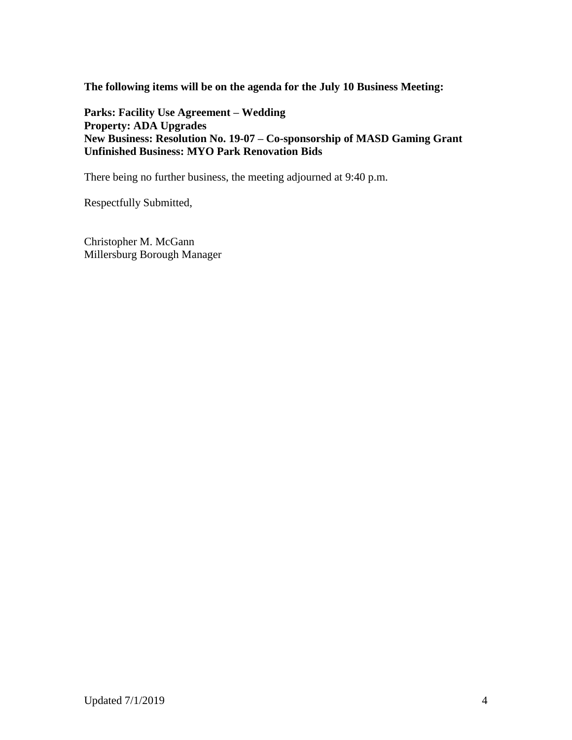**The following items will be on the agenda for the July 10 Business Meeting:**

**Parks: Facility Use Agreement – Wedding**
**Property: ADA Upgrades**
**New Business: Resolution No. 19-07 – Co-sponsorship of MASD Gaming Grant**
**Unfinished Business: MYO Park Renovation Bids**

There being no further business, the meeting adjourned at 9:40 p.m.

Respectfully Submitted,

Christopher M. McGann
Millersburg Borough Manager

Updated 7/1/2019